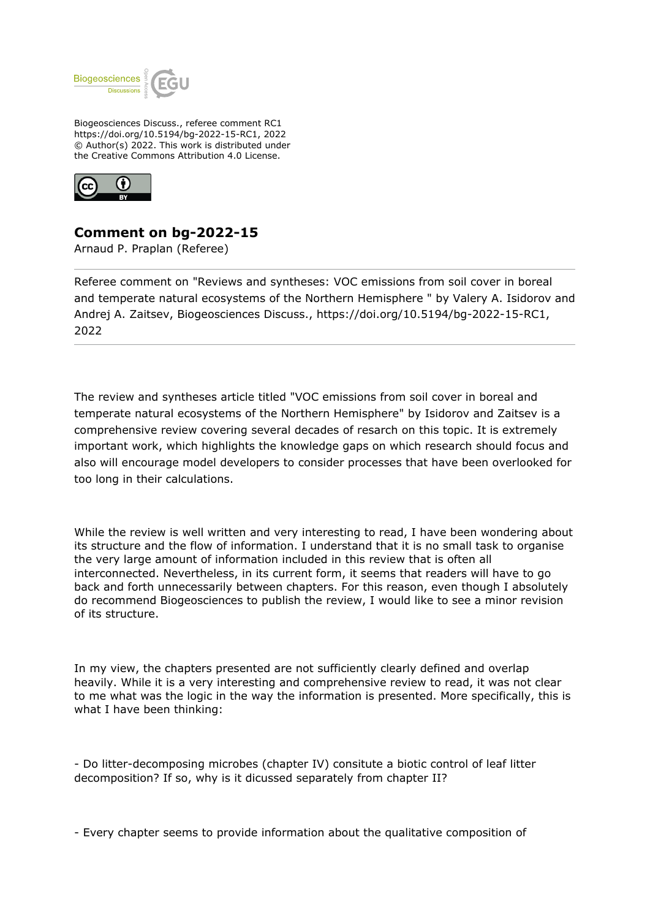Biogeosciences Discuss., referee comment RC1
https://doi.org/10.5194/bg-2022-15-RC1, 2022
© Author(s) 2022. This work is distributed under
the Creative Commons Attribution 4.0 License.

## Comment on bg-2022-15

Arnaud P. Praplan (Referee)

Referee comment on "Reviews and syntheses: VOC emissions from soil cover in boreal and temperate natural ecosystems of the Northern Hemisphere " by Valery A. Isidorov and Andrej A. Zaitsev, Biogeosciences Discuss., https://doi.org/10.5194/bg-2022-15-RC1, 2022

The review and syntheses article titled "VOC emissions from soil cover in boreal and temperate natural ecosystems of the Northern Hemisphere" by Isidorov and Zaitsev is a comprehensive review covering several decades of resarch on this topic. It is extremely important work, which highlights the knowledge gaps on which research should focus and also will encourage model developers to consider processes that have been overlooked for too long in their calculations.

While the review is well written and very interesting to read, I have been wondering about its structure and the flow of information. I understand that it is no small task to organise the very large amount of information included in this review that is often all interconnected. Nevertheless, in its current form, it seems that readers will have to go back and forth unnecessarily between chapters. For this reason, even though I absolutely do recommend Biogeosciences to publish the review, I would like to see a minor revision of its structure.

In my view, the chapters presented are not sufficiently clearly defined and overlap heavily. While it is a very interesting and comprehensive review to read, it was not clear to me what was the logic in the way the information is presented. More specifically, this is what I have been thinking:

- Do litter-decomposing microbes (chapter IV) consitute a biotic control of leaf litter decomposition? If so, why is it dicussed separately from chapter II?

- Every chapter seems to provide information about the qualitative composition of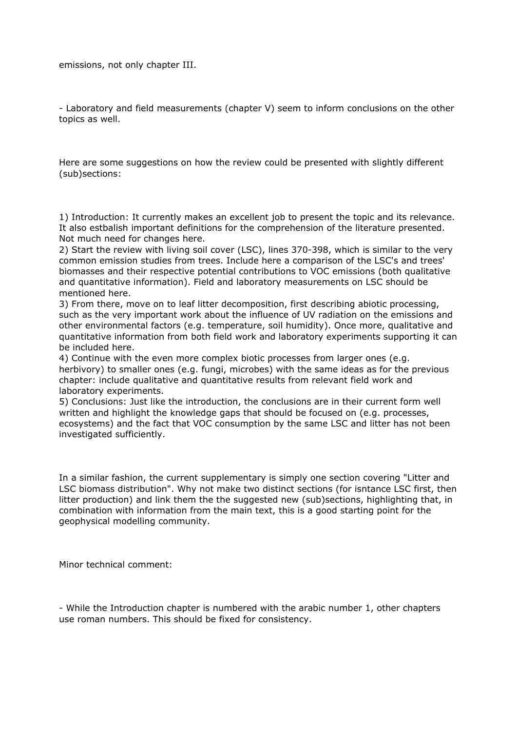emissions, not only chapter III.

- Laboratory and field measurements (chapter V) seem to inform conclusions on the other topics as well.

Here are some suggestions on how the review could be presented with slightly different (sub)sections:

1) Introduction: It currently makes an excellent job to present the topic and its relevance. It also estbalish important definitions for the comprehension of the literature presented. Not much need for changes here.
2) Start the review with living soil cover (LSC), lines 370-398, which is similar to the very common emission studies from trees. Include here a comparison of the LSC's and trees' biomasses and their respective potential contributions to VOC emissions (both qualitative and quantitative information). Field and laboratory measurements on LSC should be mentioned here.
3) From there, move on to leaf litter decomposition, first describing abiotic processing, such as the very important work about the influence of UV radiation on the emissions and other environmental factors (e.g. temperature, soil humidity). Once more, qualitative and quantitative information from both field work and laboratory experiments supporting it can be included here.
4) Continue with the even more complex biotic processes from larger ones (e.g. herbivory) to smaller ones (e.g. fungi, microbes) with the same ideas as for the previous chapter: include qualitative and quantitative results from relevant field work and laboratory experiments.
5) Conclusions: Just like the introduction, the conclusions are in their current form well written and highlight the knowledge gaps that should be focused on (e.g. processes, ecosystems) and the fact that VOC consumption by the same LSC and litter has not been investigated sufficiently.

In a similar fashion, the current supplementary is simply one section covering "Litter and LSC biomass distribution". Why not make two distinct sections (for isntance LSC first, then litter production) and link them the the suggested new (sub)sections, highlighting that, in combination with information from the main text, this is a good starting point for the geophysical modelling community.

Minor technical comment:

- While the Introduction chapter is numbered with the arabic number 1, other chapters use roman numbers. This should be fixed for consistency.